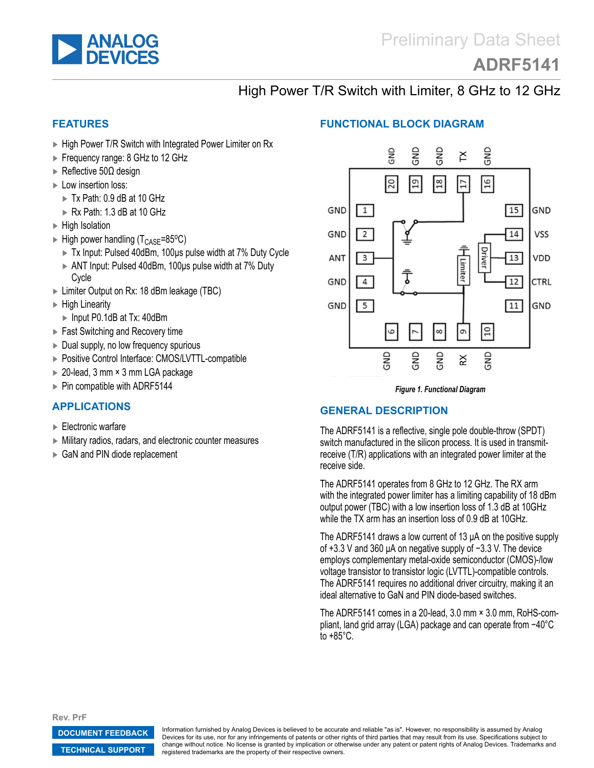Preliminary Data Sheet

# ADRF5141

## High Power T/R Switch with Limiter, 8 GHz to 12 GHz

## FEATURES

- High Power T/R Switch with Integrated Power Limiter on Rx
- Frequency range: 8 GHz to 12 GHz
- Reflective 50Ω design
- Low insertion loss:
  - Tx Path: 0.9 dB at 10 GHz
  - Rx Path: 1.3 dB at 10 GHz
- High Isolation
- High power handling ($T_{CASE}$=85ºC)
  - Tx Input: Pulsed 40dBm, 100μs pulse width at 7% Duty Cycle
  - ANT Input: Pulsed 40dBm, 100μs pulse width at 7% Duty Cycle
- Limiter Output on Rx: 18 dBm leakage (TBC)
- High Linearity
  - Input P0.1dB at Tx: 40dBm
- Fast Switching and Recovery time
- Dual supply, no low frequency spurious
- Positive Control Interface: CMOS/LVTTL-compatible
- 20-lead, 3 mm × 3 mm LGA package
- Pin compatible with ADRF5144

## APPLICATIONS

- Electronic warfare
- Military radios, radars, and electronic counter measures
- GaN and PIN diode replacement

## FUNCTIONAL BLOCK DIAGRAM

*Figure 1. Functional Diagram*

## GENERAL DESCRIPTION

The ADRF5141 is a reflective, single pole double-throw (SPDT) switch manufactured in the silicon process. It is used in transmit-receive (T/R) applications with an integrated power limiter at the receive side.

The ADRF5141 operates from 8 GHz to 12 GHz. The RX arm with the integrated power limiter has a limiting capability of 18 dBm output power (TBC) with a low insertion loss of 1.3 dB at 10GHz while the TX arm has an insertion loss of 0.9 dB at 10GHz.

The ADRF5141 draws a low current of 13 μA on the positive supply of +3.3 V and 360 μA on negative supply of −3.3 V. The device employs complementary metal-oxide semiconductor (CMOS)-/low voltage transistor to transistor logic (LVTTL)-compatible controls. The ADRF5141 requires no additional driver circuitry, making it an ideal alternative to GaN and PIN diode-based switches.

The ADRF5141 comes in a 20-lead, 3.0 mm × 3.0 mm, RoHS-compliant, land grid array (LGA) package and can operate from −40°C to +85°C.

Rev. PrF

Information furnished by Analog Devices is believed to be accurate and reliable "as is". However, no responsibility is assumed by Analog Devices for its use, nor for any infringements of patents or other rights of third parties that may result from its use. Specifications subject to change without notice. No license is granted by implication or otherwise under any patent or patent rights of Analog Devices. Trademarks and registered trademarks are the property of their respective owners.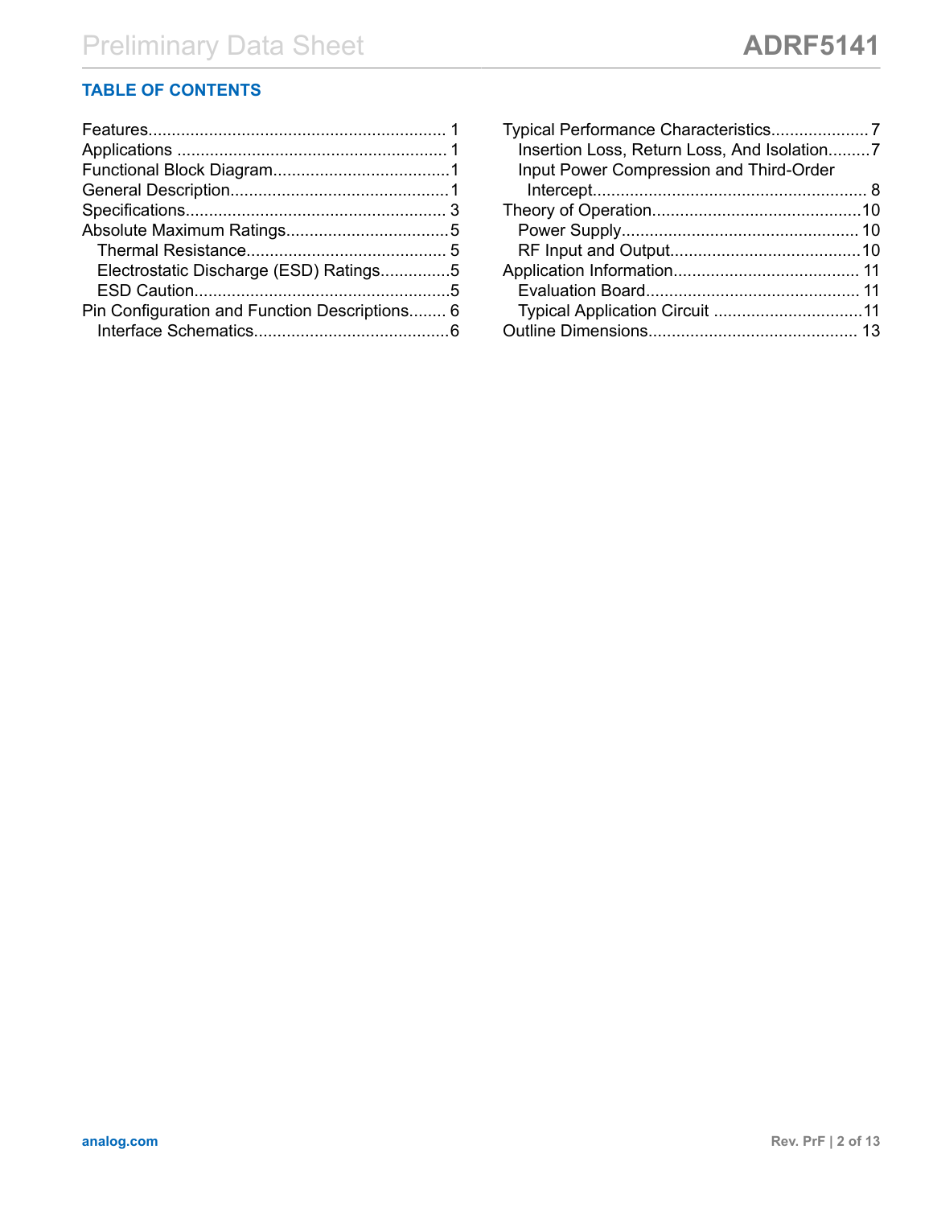## TABLE OF CONTENTS

- Features........................................................... 1
- Applications ..................................................... 1
- Functional Block Diagram....................................1
- General Description............................................1
- Specifications..................................................... 3
- Absolute Maximum Ratings..................................5
  - Thermal Resistance......................................... 5
  - Electrostatic Discharge (ESD) Ratings...............5
  - ESD Caution.....................................................5
- Pin Configuration and Function Descriptions........ 6
  - Interface Schematics.........................................6
- Typical Performance Characteristics....................7
  - Insertion Loss, Return Loss, And Isolation.........7
  - Input Power Compression and Third-Order Intercept.......................................................... 8
- Theory of Operation............................................10
  - Power Supply.................................................. 10
  - RF Input and Output........................................10
- Application Information....................................... 11
  - Evaluation Board............................................. 11
  - Typical Application Circuit ................................11
- Outline Dimensions............................................ 13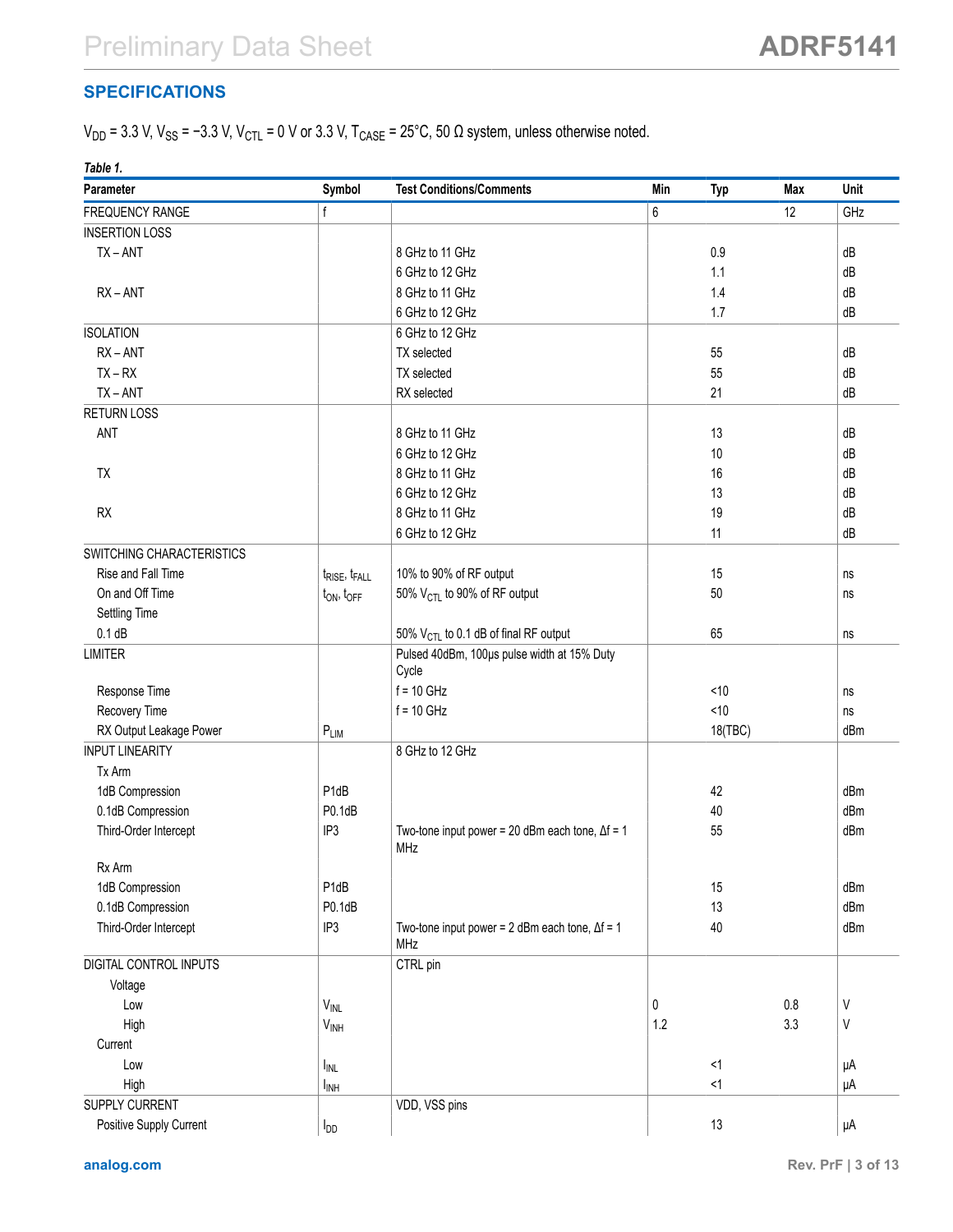## SPECIFICATIONS

$V_{DD}$ = 3.3 V, $V_{SS}$ = −3.3 V, $V_{CTL}$ = 0 V or 3.3 V, $T_{CASE}$ = 25°C, 50 Ω system, unless otherwise noted.

*Table 1.*

| Parameter | Symbol | Test Conditions/Comments | Min | Typ | Max | Unit |
|---|---|---|---|---|---|---|
| FREQUENCY RANGE | f | | 6 | | 12 | GHz |
| INSERTION LOSS | | | | | | |
| TX – ANT | | 8 GHz to 11 GHz | | 0.9 | | dB |
| | | 6 GHz to 12 GHz | | 1.1 | | dB |
| RX – ANT | | 8 GHz to 11 GHz | | 1.4 | | dB |
| | | 6 GHz to 12 GHz | | 1.7 | | dB |
| ISOLATION | | 6 GHz to 12 GHz | | | | |
| RX – ANT | | TX selected | | 55 | | dB |
| TX – RX | | TX selected | | 55 | | dB |
| TX – ANT | | RX selected | | 21 | | dB |
| RETURN LOSS | | | | | | |
| ANT | | 8 GHz to 11 GHz | | 13 | | dB |
| | | 6 GHz to 12 GHz | | 10 | | dB |
| TX | | 8 GHz to 11 GHz | | 16 | | dB |
| | | 6 GHz to 12 GHz | | 13 | | dB |
| RX | | 8 GHz to 11 GHz | | 19 | | dB |
| | | 6 GHz to 12 GHz | | 11 | | dB |
| SWITCHING CHARACTERISTICS | | | | | | |
| Rise and Fall Time | $t_{RISE}$, $t_{FALL}$ | 10% to 90% of RF output | | 15 | | ns |
| On and Off Time | $t_{ON}$, $t_{OFF}$ | 50% $V_{CTL}$ to 90% of RF output | | 50 | | ns |
| Settling Time | | | | | | |
| 0.1 dB | | 50% $V_{CTL}$ to 0.1 dB of final RF output | | 65 | | ns |
| LIMITER | | Pulsed 40dBm, 100µs pulse width at 15% Duty Cycle | | | | |
| Response Time | | f = 10 GHz | | <10 | | ns |
| Recovery Time | | f = 10 GHz | | <10 | | ns |
| RX Output Leakage Power | $P_{LIM}$ | | | 18(TBC) | | dBm |
| INPUT LINEARITY | | 8 GHz to 12 GHz | | | | |
| Tx Arm | | | | | | |
| 1dB Compression | P1dB | | | 42 | | dBm |
| 0.1dB Compression | P0.1dB | | | 40 | | dBm |
| Third-Order Intercept | IP3 | Two-tone input power = 20 dBm each tone, Δf = 1 MHz | | 55 | | dBm |
| Rx Arm | | | | | | |
| 1dB Compression | P1dB | | | 15 | | dBm |
| 0.1dB Compression | P0.1dB | | | 13 | | dBm |
| Third-Order Intercept | IP3 | Two-tone input power = 2 dBm each tone, Δf = 1 MHz | | 40 | | dBm |
| DIGITAL CONTROL INPUTS | | CTRL pin | | | | |
| Voltage | | | | | | |
| Low | $V_{INL}$ | | 0 | | 0.8 | V |
| High | $V_{INH}$ | | 1.2 | | 3.3 | V |
| Current | | | | | | |
| Low | $I_{INL}$ | | | <1 | | µA |
| High | $I_{INH}$ | | | <1 | | µA |
| SUPPLY CURRENT | | VDD, VSS pins | | | | |
| Positive Supply Current | $I_{DD}$ | | | 13 | | µA |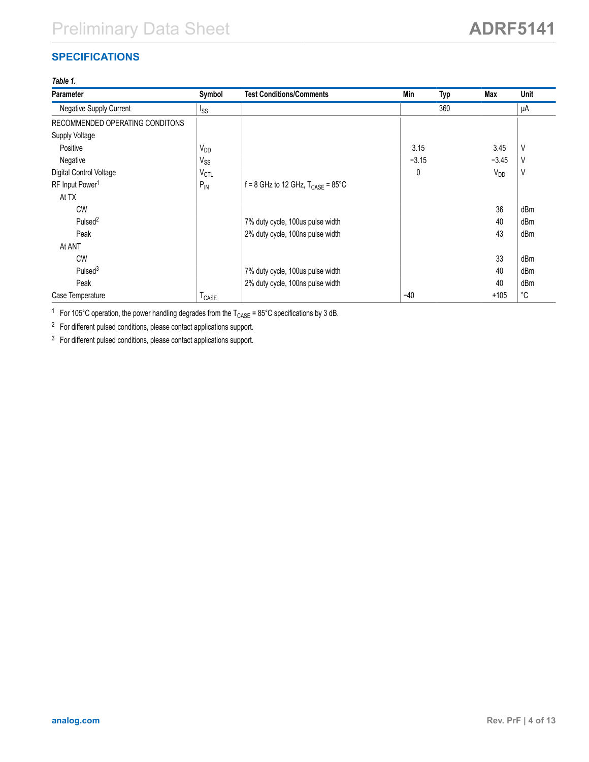## SPECIFICATIONS

*Table 1.*

| Parameter | Symbol | Test Conditions/Comments | Min | Typ | Max | Unit |
|---|---|---|---|---|---|---|
| Negative Supply Current | $I_{SS}$ | | | 360 | | μA |
| RECOMMENDED OPERATING CONDITONS | | | | | | |
| Supply Voltage | | | | | | |
| Positive | $V_{DD}$ | | 3.15 | | 3.45 | V |
| Negative | $V_{SS}$ | | −3.15 | | −3.45 | V |
| Digital Control Voltage | $V_{CTL}$ | | 0 | | $V_{DD}$ | V |
| RF Input Power[1] | $P_{IN}$ | f = 8 GHz to 12 GHz, $T_{CASE}$ = 85°C | | | | |
| At TX | | | | | | |
| CW | | | | | 36 | dBm |
| Pulsed[2] | | 7% duty cycle, 100us pulse width | | | 40 | dBm |
| Peak | | 2% duty cycle, 100ns pulse width | | | 43 | dBm |
| At ANT | | | | | | |
| CW | | | | | 33 | dBm |
| Pulsed[3] | | 7% duty cycle, 100us pulse width | | | 40 | dBm |
| Peak | | 2% duty cycle, 100ns pulse width | | | 40 | dBm |
| Case Temperature | $T_{CASE}$ | | −40 | | +105 | °C |

[1] For 105°C operation, the power handling degrades from the $T_{CASE}$ = 85°C specifications by 3 dB.

[2] For different pulsed conditions, please contact applications support.

[3] For different pulsed conditions, please contact applications support.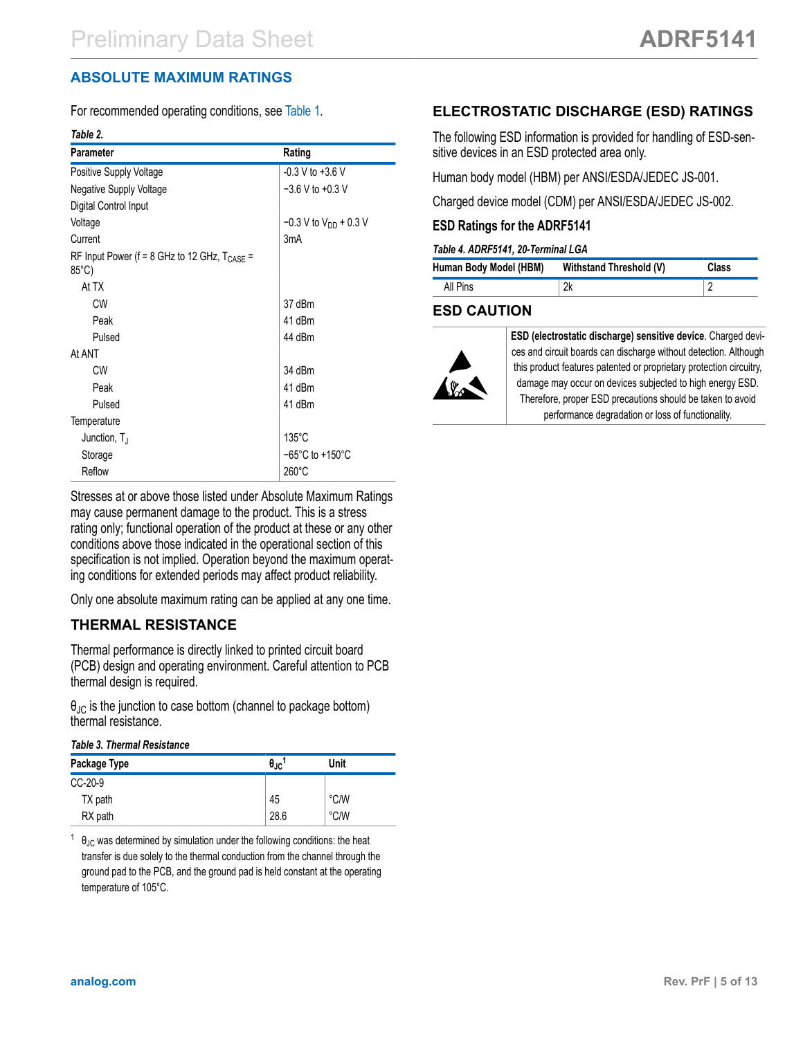## ABSOLUTE MAXIMUM RATINGS

For recommended operating conditions, see Table 1.

*Table 2.*

| Parameter | Rating |
|---|---|
| Positive Supply Voltage | -0.3 V to +3.6 V |
| Negative Supply Voltage | −3.6 V to +0.3 V |
| Digital Control Input | |
| Voltage | −0.3 V to $V_{DD}$ + 0.3 V |
| Current | 3mA |
| RF Input Power (f = 8 GHz to 12 GHz, $T_{CASE}$ = 85°C) | |
| At TX | |
| CW | 37 dBm |
| Peak | 41 dBm |
| Pulsed | 44 dBm |
| At ANT | |
| CW | 34 dBm |
| Peak | 41 dBm |
| Pulsed | 41 dBm |
| Temperature | |
| Junction, $T_J$ | 135°C |
| Storage | −65°C to +150°C |
| Reflow | 260°C |

Stresses at or above those listed under Absolute Maximum Ratings may cause permanent damage to the product. This is a stress rating only; functional operation of the product at these or any other conditions above those indicated in the operational section of this specification is not implied. Operation beyond the maximum operating conditions for extended periods may affect product reliability.

Only one absolute maximum rating can be applied at any one time.

### THERMAL RESISTANCE

Thermal performance is directly linked to printed circuit board (PCB) design and operating environment. Careful attention to PCB thermal design is required.

$\theta_{JC}$ is the junction to case bottom (channel to package bottom) thermal resistance.

*Table 3. Thermal Resistance*

| Package Type | $\theta_{JC}$[1] | Unit |
|---|---|---|
| CC-20-9 | | |
| TX path | 45 | °C/W |
| RX path | 28.6 | °C/W |

[1] $\theta_{JC}$ was determined by simulation under the following conditions: the heat transfer is due solely to the thermal conduction from the channel through the ground pad to the PCB, and the ground pad is held constant at the operating temperature of 105°C.

### ELECTROSTATIC DISCHARGE (ESD) RATINGS

The following ESD information is provided for handling of ESD-sensitive devices in an ESD protected area only.

Human body model (HBM) per ANSI/ESDA/JEDEC JS-001.

Charged device model (CDM) per ANSI/ESDA/JEDEC JS-002.

#### ESD Ratings for the ADRF5141

*Table 4. ADRF5141, 20-Terminal LGA*

| Human Body Model (HBM) | Withstand Threshold (V) | Class |
|---|---|---|
| All Pins | 2k | 2 |

### ESD CAUTION

**ESD (electrostatic discharge) sensitive device**. Charged devices and circuit boards can discharge without detection. Although this product features patented or proprietary protection circuitry, damage may occur on devices subjected to high energy ESD. Therefore, proper ESD precautions should be taken to avoid performance degradation or loss of functionality.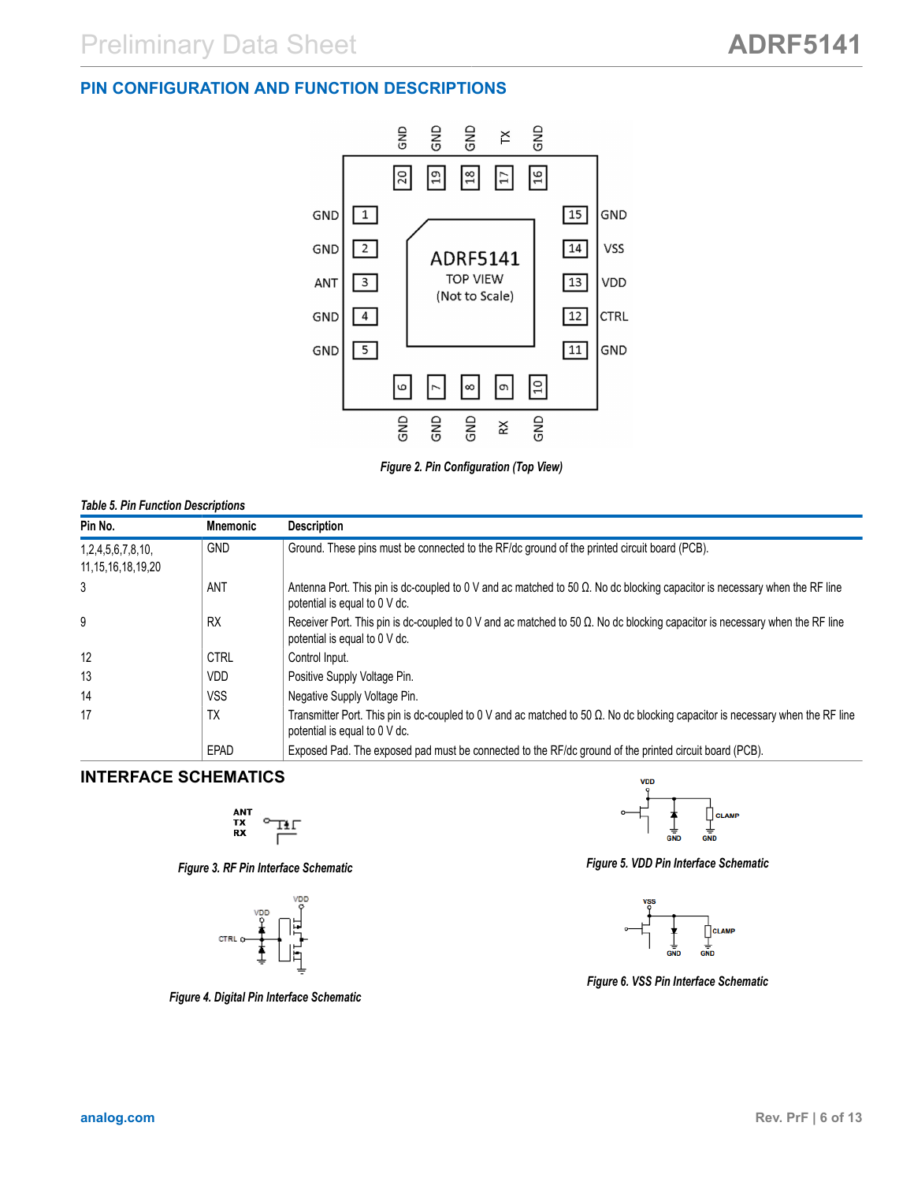## PIN CONFIGURATION AND FUNCTION DESCRIPTIONS

*Figure 2. Pin Configuration (Top View)*

*Table 5. Pin Function Descriptions*

| Pin No. | Mnemonic | Description |
|---|---|---|
| 1,2,4,5,6,7,8,10, 11,15,16,18,19,20 | GND | Ground. These pins must be connected to the RF/dc ground of the printed circuit board (PCB). |
| 3 | ANT | Antenna Port. This pin is dc-coupled to 0 V and ac matched to 50 Ω. No dc blocking capacitor is necessary when the RF line potential is equal to 0 V dc. |
| 9 | RX | Receiver Port. This pin is dc-coupled to 0 V and ac matched to 50 Ω. No dc blocking capacitor is necessary when the RF line potential is equal to 0 V dc. |
| 12 | CTRL | Control Input. |
| 13 | VDD | Positive Supply Voltage Pin. |
| 14 | VSS | Negative Supply Voltage Pin. |
| 17 | TX | Transmitter Port. This pin is dc-coupled to 0 V and ac matched to 50 Ω. No dc blocking capacitor is necessary when the RF line potential is equal to 0 V dc. |
| | EPAD | Exposed Pad. The exposed pad must be connected to the RF/dc ground of the printed circuit board (PCB). |

## INTERFACE SCHEMATICS

*Figure 3. RF Pin Interface Schematic*

*Figure 4. Digital Pin Interface Schematic*

*Figure 5. VDD Pin Interface Schematic*

*Figure 6. VSS Pin Interface Schematic*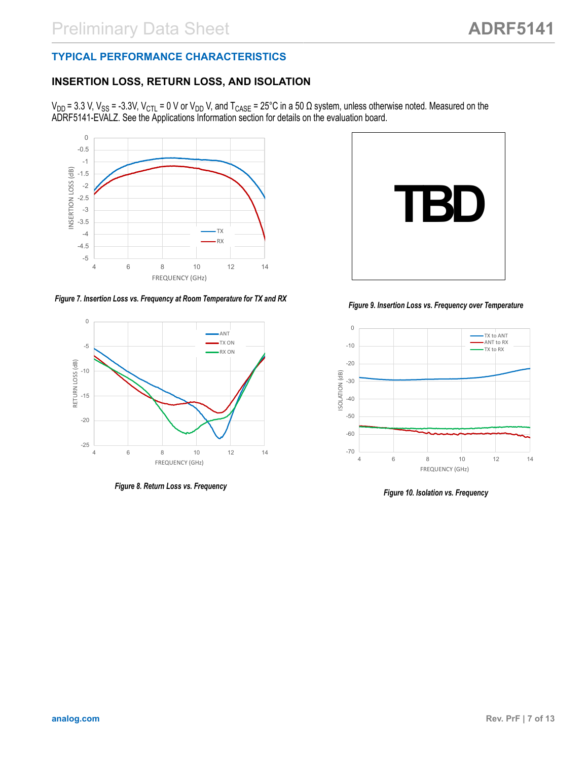## TYPICAL PERFORMANCE CHARACTERISTICS

### INSERTION LOSS, RETURN LOSS, AND ISOLATION

$V_{DD}$ = 3.3 V, $V_{SS}$ = -3.3V, $V_{CTL}$ = 0 V or $V_{DD}$ V, and $T_{CASE}$ = 25°C in a 50 Ω system, unless otherwise noted. Measured on the ADRF5141-EVALZ. See the Applications Information section for details on the evaluation board.

*Figure 7. Insertion Loss vs. Frequency at Room Temperature for TX and RX*

TBD

*Figure 9. Insertion Loss vs. Frequency over Temperature*

*Figure 8. Return Loss vs. Frequency*

*Figure 10. Isolation vs. Frequency*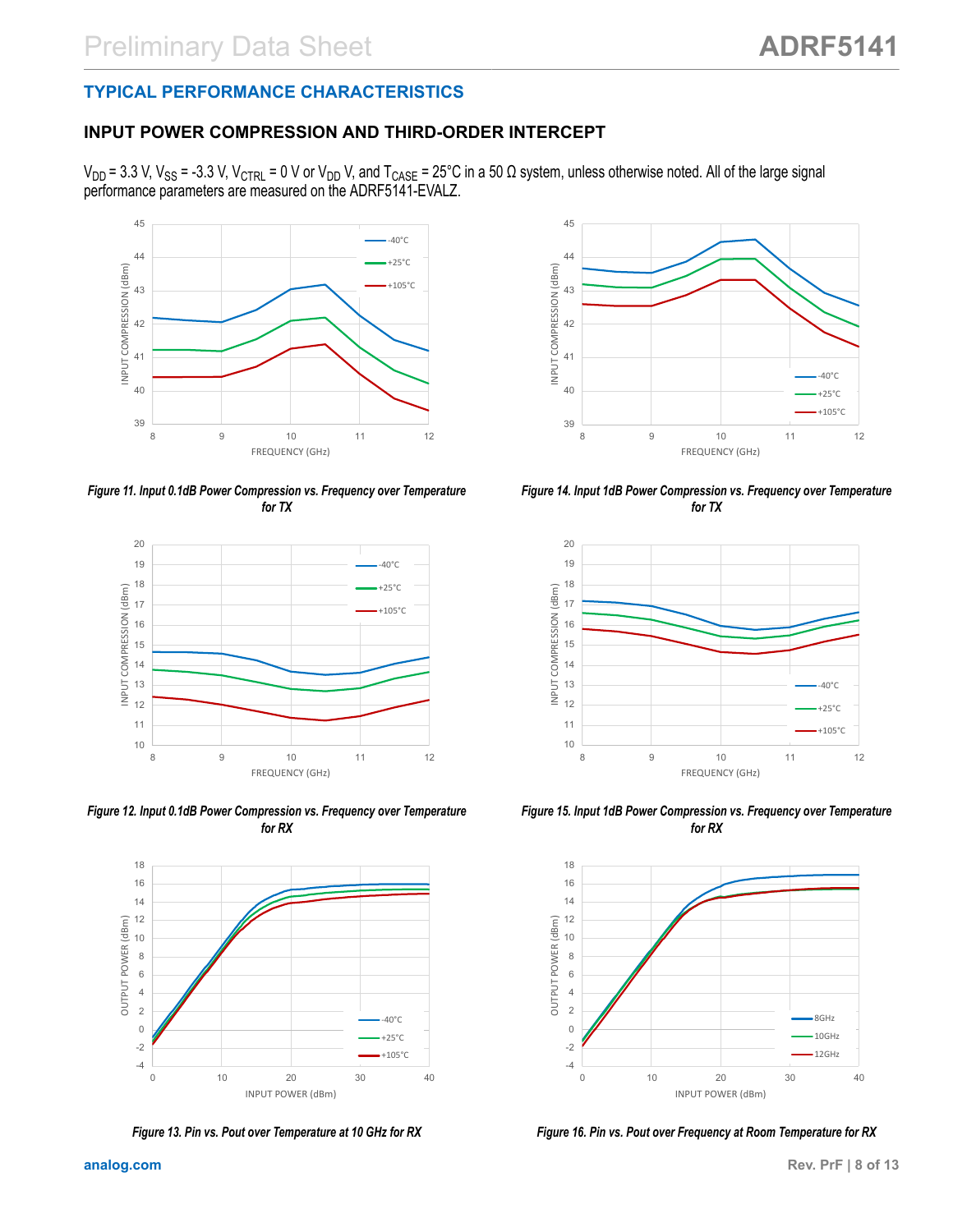## TYPICAL PERFORMANCE CHARACTERISTICS

### INPUT POWER COMPRESSION AND THIRD-ORDER INTERCEPT

$V_{DD}$ = 3.3 V, $V_{SS}$ = -3.3 V, $V_{CTRL}$ = 0 V or $V_{DD}$ V, and $T_{CASE}$ = 25°C in a 50 Ω system, unless otherwise noted. All of the large signal performance parameters are measured on the ADRF5141-EVALZ.

*Figure 11. Input 0.1dB Power Compression vs. Frequency over Temperature for TX*

*Figure 14. Input 1dB Power Compression vs. Frequency over Temperature for TX*

*Figure 12. Input 0.1dB Power Compression vs. Frequency over Temperature for RX*

*Figure 15. Input 1dB Power Compression vs. Frequency over Temperature for RX*

*Figure 13. Pin vs. Pout over Temperature at 10 GHz for RX*

*Figure 16. Pin vs. Pout over Frequency at Room Temperature for RX*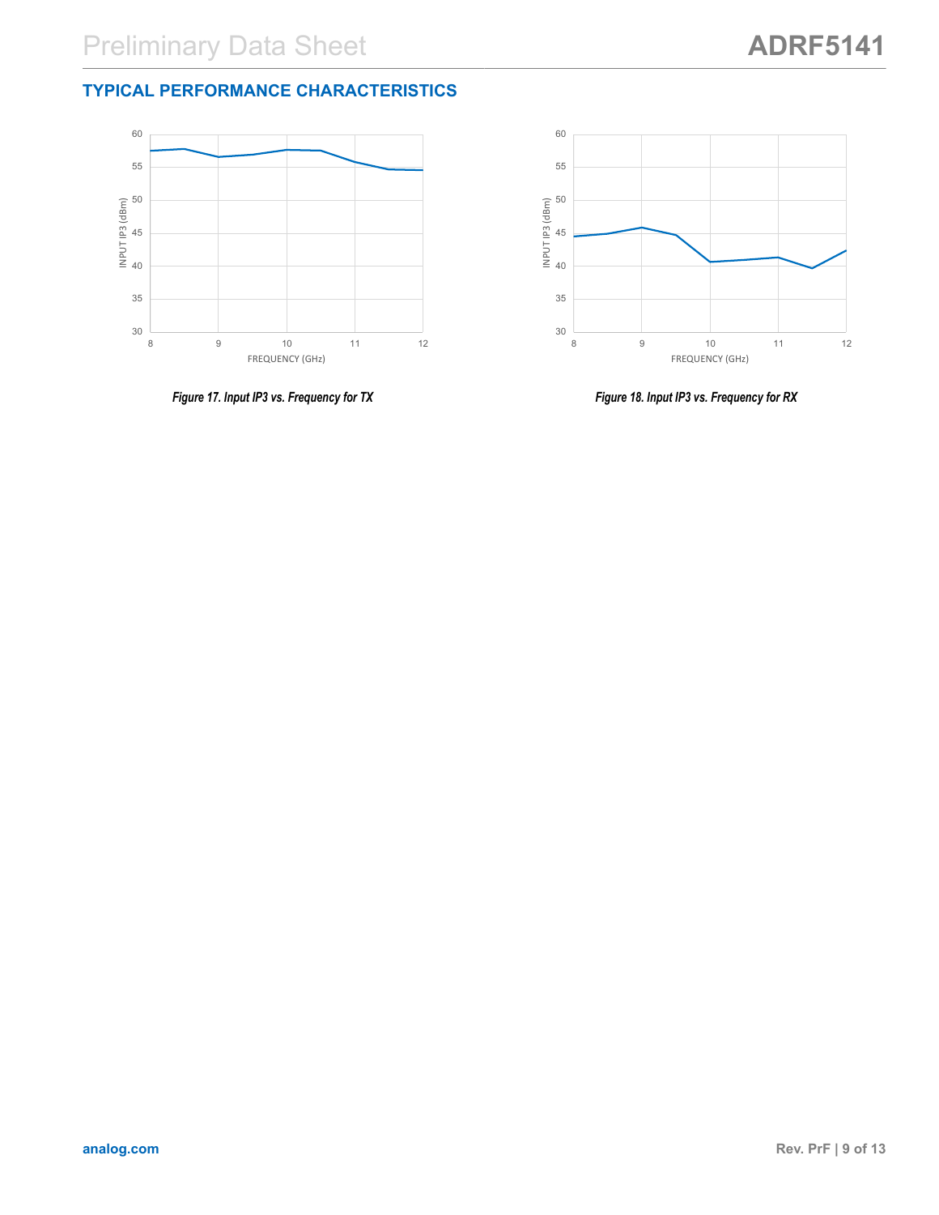## TYPICAL PERFORMANCE CHARACTERISTICS

*Figure 17. Input IP3 vs. Frequency for TX*

*Figure 18. Input IP3 vs. Frequency for RX*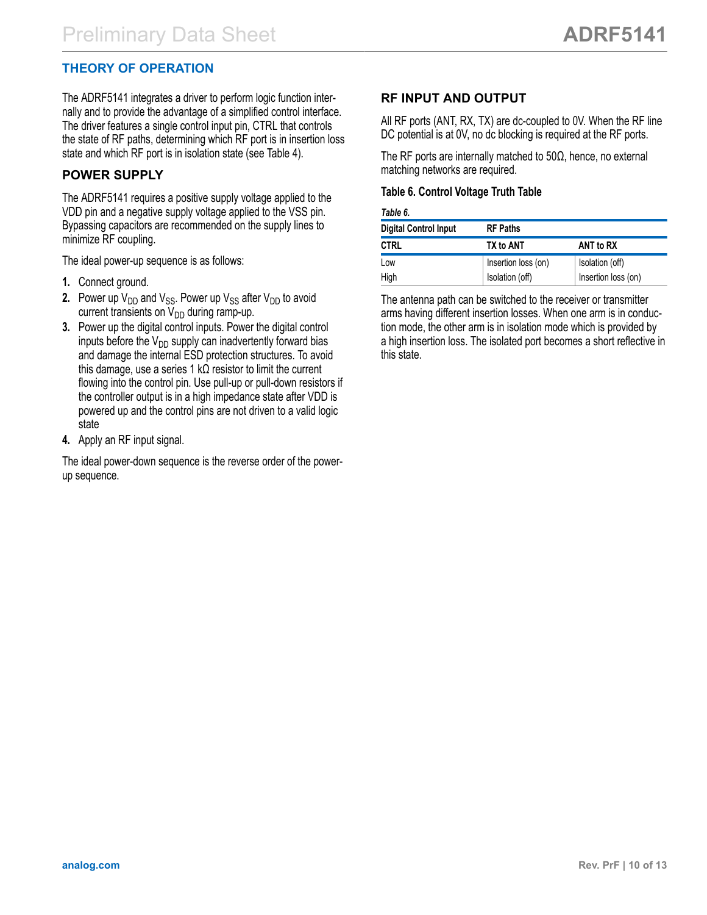## THEORY OF OPERATION

The ADRF5141 integrates a driver to perform logic function internally and to provide the advantage of a simplified control interface. The driver features a single control input pin, CTRL that controls the state of RF paths, determining which RF port is in insertion loss state and which RF port is in isolation state (see Table 4).

### POWER SUPPLY

The ADRF5141 requires a positive supply voltage applied to the VDD pin and a negative supply voltage applied to the VSS pin. Bypassing capacitors are recommended on the supply lines to minimize RF coupling.

The ideal power-up sequence is as follows:

1. Connect ground.
2. Power up $V_{DD}$ and $V_{SS}$. Power up $V_{SS}$ after $V_{DD}$ to avoid current transients on $V_{DD}$ during ramp-up.
3. Power up the digital control inputs. Power the digital control inputs before the $V_{DD}$ supply can inadvertently forward bias and damage the internal ESD protection structures. To avoid this damage, use a series 1 kΩ resistor to limit the current flowing into the control pin. Use pull-up or pull-down resistors if the controller output is in a high impedance state after VDD is powered up and the control pins are not driven to a valid logic state
4. Apply an RF input signal.

The ideal power-down sequence is the reverse order of the power-up sequence.

### RF INPUT AND OUTPUT

All RF ports (ANT, RX, TX) are dc-coupled to 0V. When the RF line DC potential is at 0V, no dc blocking is required at the RF ports.

The RF ports are internally matched to 50Ω, hence, no external matching networks are required.

**Table 6. Control Voltage Truth Table**

*Table 6.*

| Digital Control Input | RF Paths | |
|---|---|---|
| CTRL | TX to ANT | ANT to RX |
| Low | Insertion loss (on) | Isolation (off) |
| High | Isolation (off) | Insertion loss (on) |

The antenna path can be switched to the receiver or transmitter arms having different insertion losses. When one arm is in conduction mode, the other arm is in isolation mode which is provided by a high insertion loss. The isolated port becomes a short reflective in this state.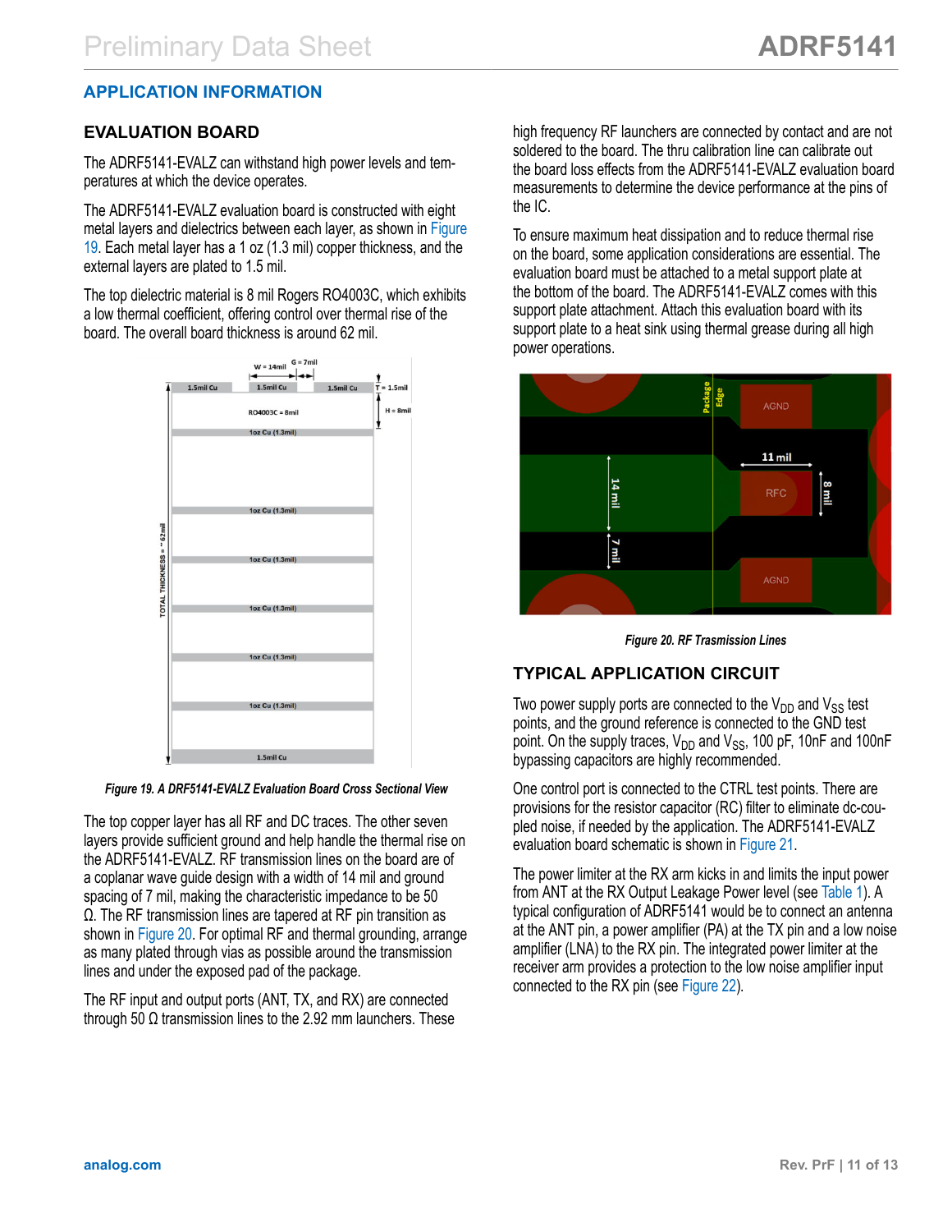## APPLICATION INFORMATION

### EVALUATION BOARD

The ADRF5141-EVALZ can withstand high power levels and temperatures at which the device operates.

The ADRF5141-EVALZ evaluation board is constructed with eight metal layers and dielectrics between each layer, as shown in Figure 19. Each metal layer has a 1 oz (1.3 mil) copper thickness, and the external layers are plated to 1.5 mil.

The top dielectric material is 8 mil Rogers RO4003C, which exhibits a low thermal coefficient, offering control over thermal rise of the board. The overall board thickness is around 62 mil.

*Figure 19. A DRF5141-EVALZ Evaluation Board Cross Sectional View*

The top copper layer has all RF and DC traces. The other seven layers provide sufficient ground and help handle the thermal rise on the ADRF5141-EVALZ. RF transmission lines on the board are of a coplanar wave guide design with a width of 14 mil and ground spacing of 7 mil, making the characteristic impedance to be 50 Ω. The RF transmission lines are tapered at RF pin transition as shown in Figure 20. For optimal RF and thermal grounding, arrange as many plated through vias as possible around the transmission lines and under the exposed pad of the package.

The RF input and output ports (ANT, TX, and RX) are connected through 50 Ω transmission lines to the 2.92 mm launchers. These high frequency RF launchers are connected by contact and are not soldered to the board. The thru calibration line can calibrate out the board loss effects from the ADRF5141-EVALZ evaluation board measurements to determine the device performance at the pins of the IC.

To ensure maximum heat dissipation and to reduce thermal rise on the board, some application considerations are essential. The evaluation board must be attached to a metal support plate at the bottom of the board. The ADRF5141-EVALZ comes with this support plate attachment. Attach this evaluation board with its support plate to a heat sink using thermal grease during all high power operations.

*Figure 20. RF Trasmission Lines*

### TYPICAL APPLICATION CIRCUIT

Two power supply ports are connected to the $V_{DD}$ and $V_{SS}$ test points, and the ground reference is connected to the GND test point. On the supply traces, $V_{DD}$ and $V_{SS}$, 100 pF, 10nF and 100nF bypassing capacitors are highly recommended.

One control port is connected to the CTRL test points. There are provisions for the resistor capacitor (RC) filter to eliminate dc-coupled noise, if needed by the application. The ADRF5141-EVALZ evaluation board schematic is shown in Figure 21.

The power limiter at the RX arm kicks in and limits the input power from ANT at the RX Output Leakage Power level (see Table 1). A typical configuration of ADRF5141 would be to connect an antenna at the ANT pin, a power amplifier (PA) at the TX pin and a low noise amplifier (LNA) to the RX pin. The integrated power limiter at the receiver arm provides a protection to the low noise amplifier input connected to the RX pin (see Figure 22).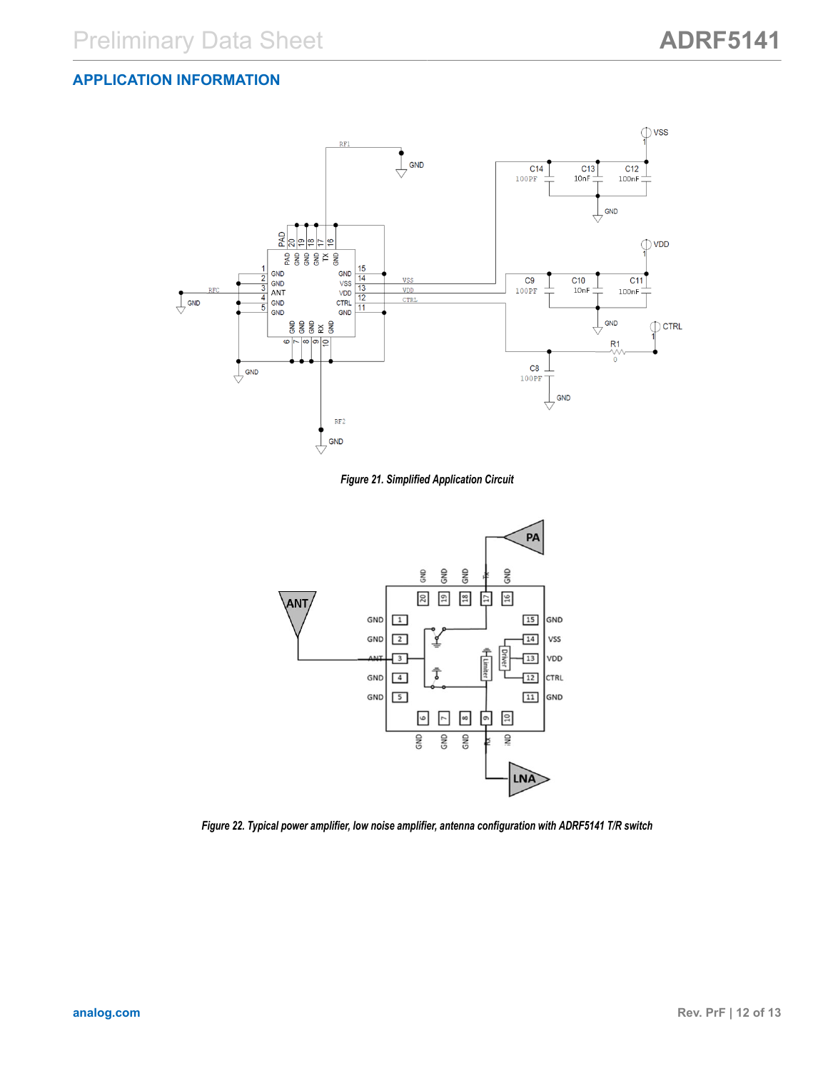## APPLICATION INFORMATION

*Figure 21. Simplified Application Circuit*

*Figure 22. Typical power amplifier, low noise amplifier, antenna configuration with ADRF5141 T/R switch*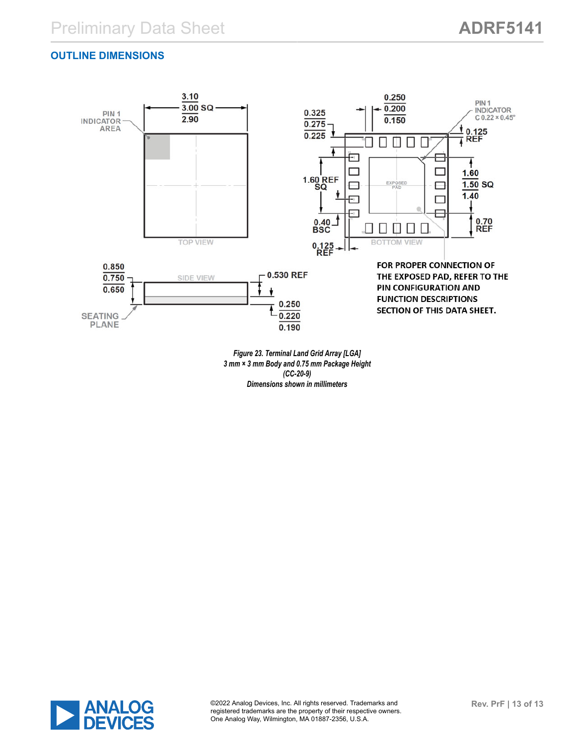## OUTLINE DIMENSIONS

PIN 1 INDICATOR AREA

3.10
3.00 SQ
2.90

TOP VIEW

0.325
0.275
0.225

0.250
0.200
0.150

PIN 1 INDICATOR C 0.22 × 0.45°

0.125 REF

1.60 REF SQ

EXPOSED PAD

1.60
1.50 SQ
1.40

0.40 BSC

0.70 REF

0.125 REF

BOTTOM VIEW

0.850
0.750
0.650

SIDE VIEW

0.530 REF

SEATING PLANE

0.250
0.220
0.190

FOR PROPER CONNECTION OF THE EXPOSED PAD, REFER TO THE PIN CONFIGURATION AND FUNCTION DESCRIPTIONS SECTION OF THIS DATA SHEET.

*Figure 23. Terminal Land Grid Array [LGA]*
*3 mm × 3 mm Body and 0.75 mm Package Height*
*(CC-20-9)*
*Dimensions shown in millimeters*

©2022 Analog Devices, Inc. All rights reserved. Trademarks and registered trademarks are the property of their respective owners.
One Analog Way, Wilmington, MA 01887-2356, U.S.A.